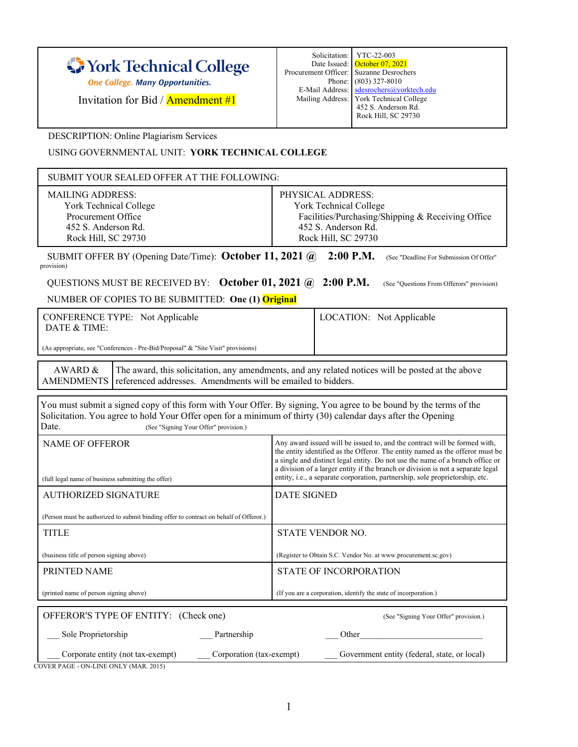# York Technical College

*One College. Many Opportunities.*

Invitation for Bid / Amendment #1

| | |
|---|---|
| Solicitation: | YTC-22-003 |
| Date Issued: | October 07, 2021 |
| Procurement Officer: | Suzanne Desrochers |
| Phone: | (803) 327-8010 |
| E-Mail Address: | sdesrochers@yorktech.edu |
| Mailing Address: | York Technical College<br>452 S. Anderson Rd.<br>Rock Hill, SC 29730 |

DESCRIPTION: Online Plagiarism Services

USING GOVERNMENTAL UNIT: **YORK TECHNICAL COLLEGE**

| SUBMIT YOUR SEALED OFFER AT THE FOLLOWING: | |
|---|---|
| MAILING ADDRESS:<br>York Technical College<br>Procurement Office<br>452 S. Anderson Rd.<br>Rock Hill, SC 29730 | PHYSICAL ADDRESS:<br>York Technical College<br>Facilities/Purchasing/Shipping & Receiving Office<br>452 S. Anderson Rd.<br>Rock Hill, SC 29730 |

SUBMIT OFFER BY (Opening Date/Time): **October 11, 2021 @ 2:00 P.M.** (See "Deadline For Submission Of Offer" provision)

QUESTIONS MUST BE RECEIVED BY: **October 01, 2021 @ 2:00 P.M.** (See "Questions From Offerors" provision)

NUMBER OF COPIES TO BE SUBMITTED: **One (1) Original**

| | |
|---|---|
| CONFERENCE TYPE: Not Applicable<br>DATE & TIME:<br><br>(As appropriate, see "Conferences - Pre-Bid/Proposal" & "Site Visit" provisions) | LOCATION: Not Applicable |

| | |
|---|---|
| AWARD & AMENDMENTS | The award, this solicitation, any amendments, and any related notices will be posted at the above referenced addresses. Amendments will be emailed to bidders. |

You must submit a signed copy of this form with Your Offer. By signing, You agree to be bound by the terms of the Solicitation. You agree to hold Your Offer open for a minimum of thirty (30) calendar days after the Opening Date. (See "Signing Your Offer" provision.)

| | |
|---|---|
| NAME OF OFFEROR<br><br>(full legal name of business submitting the offer) | Any award issued will be issued to, and the contract will be formed with, the entity identified as the Offeror. The entity named as the offeror must be a single and distinct legal entity. Do not use the name of a branch office or a division of a larger entity if the branch or division is not a separate legal entity, i.e., a separate corporation, partnership, sole proprietorship, etc. |
| AUTHORIZED SIGNATURE<br><br>(Person must be authorized to submit binding offer to contract on behalf of Offeror.) | DATE SIGNED |
| TITLE<br><br>(business title of person signing above) | STATE VENDOR NO.<br><br>(Register to Obtain S.C. Vendor No. at www.procurement.sc.gov) |
| PRINTED NAME<br><br>(printed name of person signing above) | STATE OF INCORPORATION<br><br>(If you are a corporation, identify the state of incorporation.) |

OFFEROR'S TYPE OF ENTITY: (Check one) (See "Signing Your Offer" provision.)

___ Sole Proprietorship ___ Partnership ___ Other_____________________________

___ Corporate entity (not tax-exempt) ___ Corporation (tax-exempt) ___ Government entity (federal, state, or local)

COVER PAGE - ON-LINE ONLY (MAR. 2015)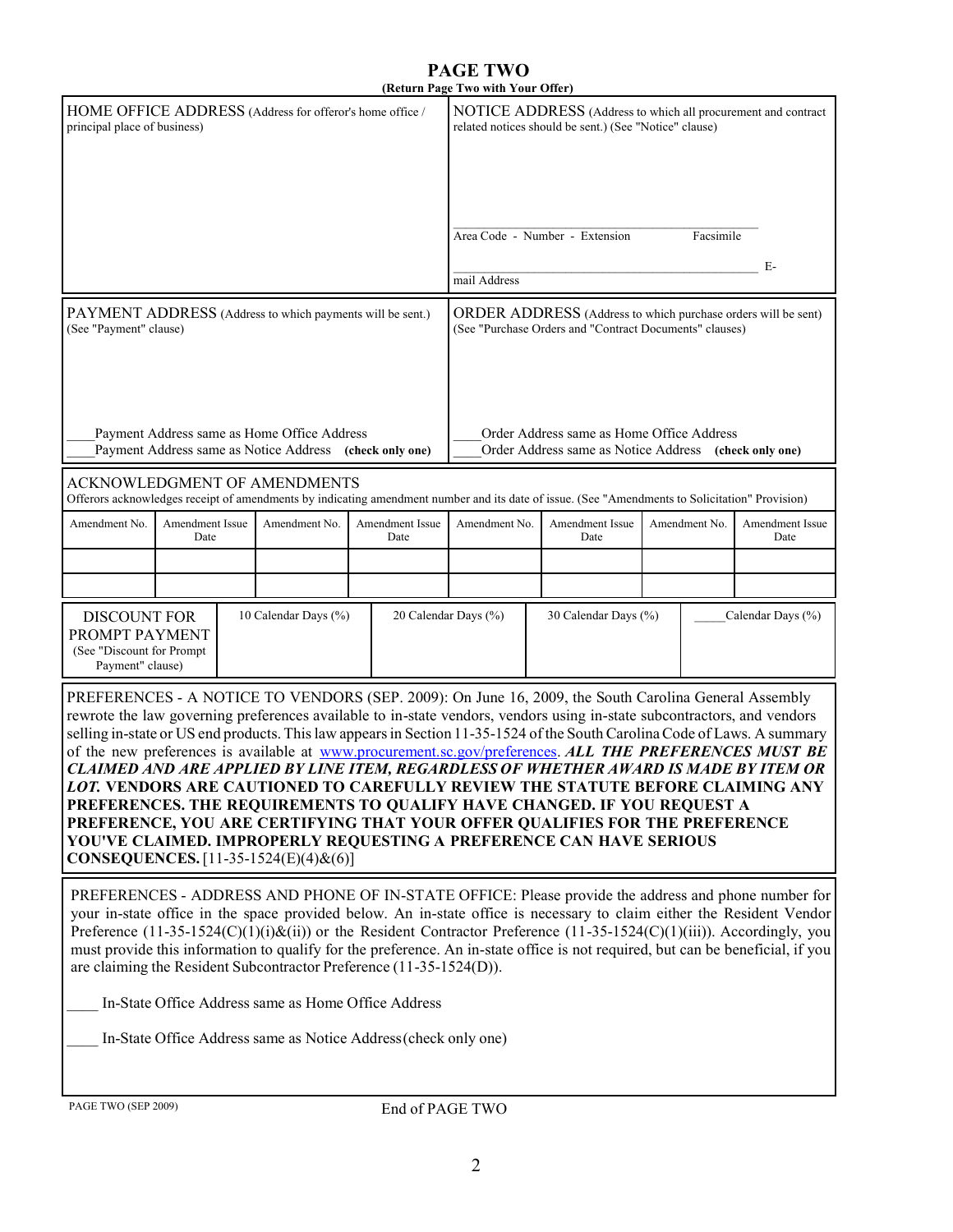# PAGE TWO

**(Return Page Two with Your Offer)**

| HOME OFFICE ADDRESS (Address for offeror's home office / principal place of business) | NOTICE ADDRESS (Address to which all procurement and contract related notices should be sent.) (See "Notice" clause) |
|---|---|
| | Area Code - Number - Extension Facsimile |
| | E-mail Address |

| PAYMENT ADDRESS (Address to which payments will be sent.) (See "Payment" clause) | ORDER ADDRESS (Address to which purchase orders will be sent) (See "Purchase Orders and "Contract Documents" clauses) |
|---|---|
| ____Payment Address same as Home Office Address<br>____Payment Address same as Notice Address **(check only one)** | ____Order Address same as Home Office Address<br>____Order Address same as Notice Address **(check only one)** |

ACKNOWLEDGMENT OF AMENDMENTS

Offerors acknowledges receipt of amendments by indicating amendment number and its date of issue. (See "Amendments to Solicitation" Provision)

| Amendment No. | Amendment Issue Date | Amendment No. | Amendment Issue Date | Amendment No. | Amendment Issue Date | Amendment No. | Amendment Issue Date |
|---|---|---|---|---|---|---|---|
| | | | | | | | |
| | | | | | | | |

| DISCOUNT FOR PROMPT PAYMENT (See "Discount for Prompt Payment" clause) | 10 Calendar Days (%) | 20 Calendar Days (%) | 30 Calendar Days (%) | _____Calendar Days (%) |
|---|---|---|---|---|
| | | | | |

PREFERENCES - A NOTICE TO VENDORS (SEP. 2009): On June 16, 2009, the South Carolina General Assembly rewrote the law governing preferences available to in-state vendors, vendors using in-state subcontractors, and vendors selling in-state or US end products. This law appears in Section 11-35-1524 of the South Carolina Code of Laws. A summary of the new preferences is available at www.procurement.sc.gov/preferences. ***ALL THE PREFERENCES MUST BE CLAIMED AND ARE APPLIED BY LINE ITEM, REGARDLESS OF WHETHER AWARD IS MADE BY ITEM OR LOT.*** **VENDORS ARE CAUTIONED TO CAREFULLY REVIEW THE STATUTE BEFORE CLAIMING ANY PREFERENCES. THE REQUIREMENTS TO QUALIFY HAVE CHANGED. IF YOU REQUEST A PREFERENCE, YOU ARE CERTIFYING THAT YOUR OFFER QUALIFIES FOR THE PREFERENCE YOU'VE CLAIMED. IMPROPERLY REQUESTING A PREFERENCE CAN HAVE SERIOUS CONSEQUENCES.** [11-35-1524(E)(4)&(6)]

PREFERENCES - ADDRESS AND PHONE OF IN-STATE OFFICE: Please provide the address and phone number for your in-state office in the space provided below. An in-state office is necessary to claim either the Resident Vendor Preference (11-35-1524(C)(1)(i)&(ii)) or the Resident Contractor Preference (11-35-1524(C)(1)(iii)). Accordingly, you must provide this information to qualify for the preference. An in-state office is not required, but can be beneficial, if you are claiming the Resident Subcontractor Preference (11-35-1524(D)).

____ In-State Office Address same as Home Office Address

____ In-State Office Address same as Notice Address(check only one)

PAGE TWO (SEP 2009)

End of PAGE TWO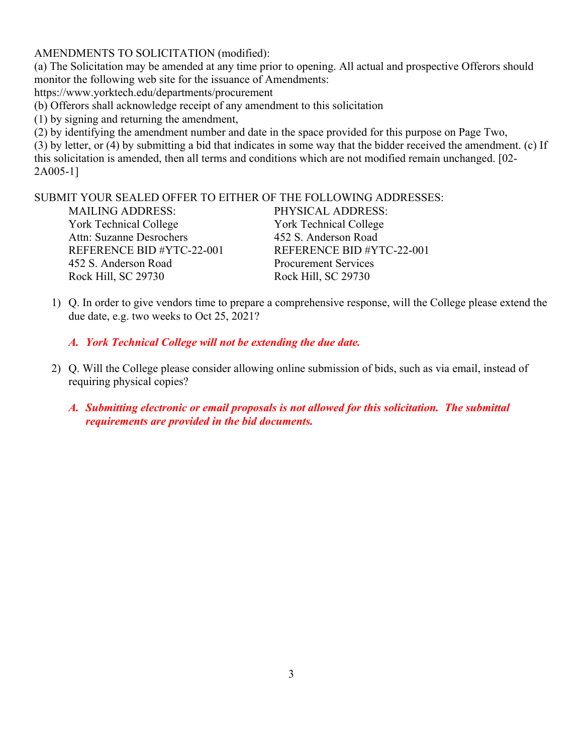AMENDMENTS TO SOLICITATION (modified):
(a) The Solicitation may be amended at any time prior to opening. All actual and prospective Offerors should monitor the following web site for the issuance of Amendments:
https://www.yorktech.edu/departments/procurement
(b) Offerors shall acknowledge receipt of any amendment to this solicitation
(1) by signing and returning the amendment,
(2) by identifying the amendment number and date in the space provided for this purpose on Page Two,
(3) by letter, or (4) by submitting a bid that indicates in some way that the bidder received the amendment. (c) If this solicitation is amended, then all terms and conditions which are not modified remain unchanged. [02-2A005-1]

SUBMIT YOUR SEALED OFFER TO EITHER OF THE FOLLOWING ADDRESSES:

| | |
|---|---|
| MAILING ADDRESS: | PHYSICAL ADDRESS: |
| York Technical College | York Technical College |
| Attn: Suzanne Desrochers | 452 S. Anderson Road |
| REFERENCE BID #YTC-22-001 | REFERENCE BID #YTC-22-001 |
| 452 S. Anderson Road | Procurement Services |
| Rock Hill, SC 29730 | Rock Hill, SC 29730 |

1) Q. In order to give vendors time to prepare a comprehensive response, will the College please extend the due date, e.g. two weeks to Oct 25, 2021?

   ***A. York Technical College will not be extending the due date.***

2) Q. Will the College please consider allowing online submission of bids, such as via email, instead of requiring physical copies?

   ***A. Submitting electronic or email proposals is not allowed for this solicitation. The submittal requirements are provided in the bid documents.***